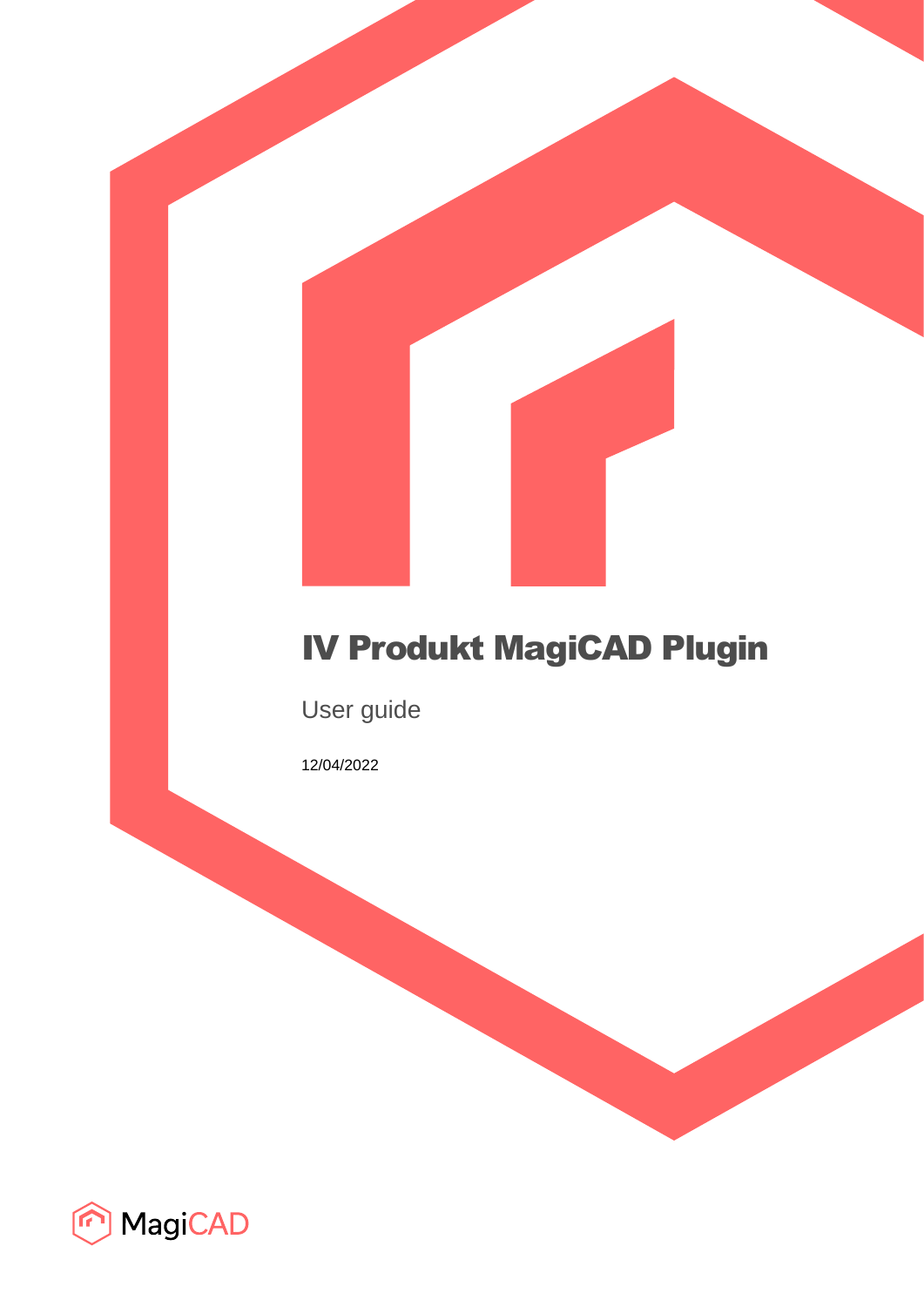# IV Produkt MagiCAD Plugin

User guide

12/04/2022

MagiCAD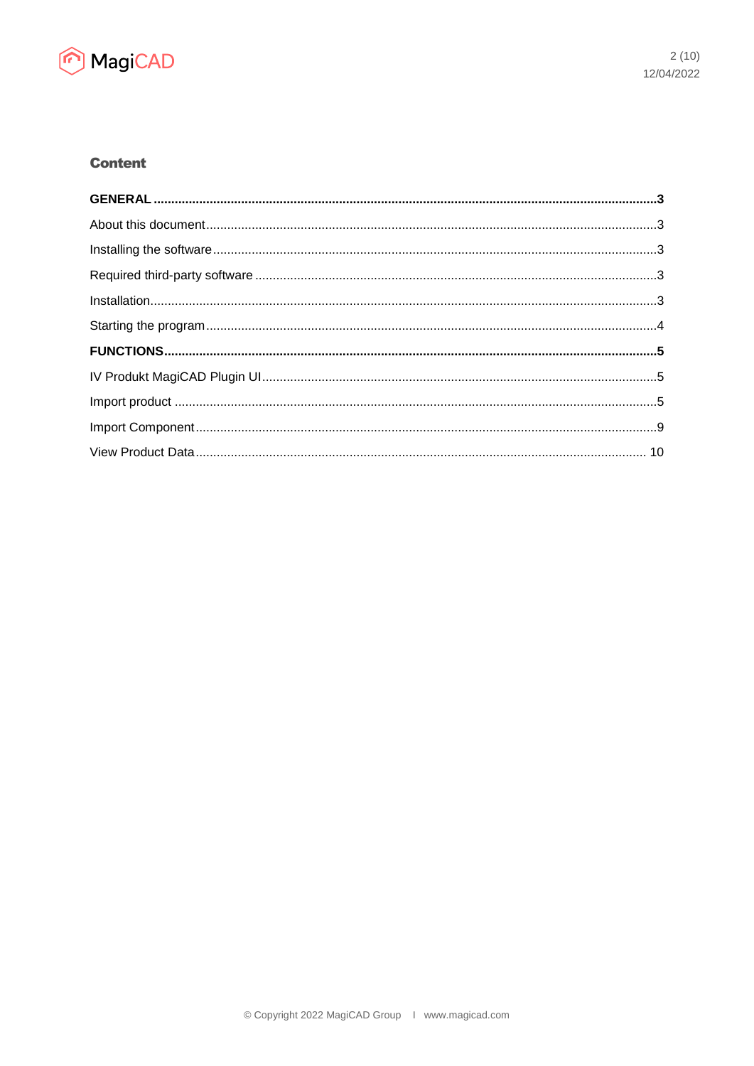## Content

**GENERAL ... 3**

About this document ... 3

Installing the software ... 3

Required third-party software ... 3

Installation ... 3

Starting the program ... 4

**FUNCTIONS ... 5**

IV Produkt MagiCAD Plugin UI ... 5

Import product ... 5

Import Component ... 9

View Product Data ... 10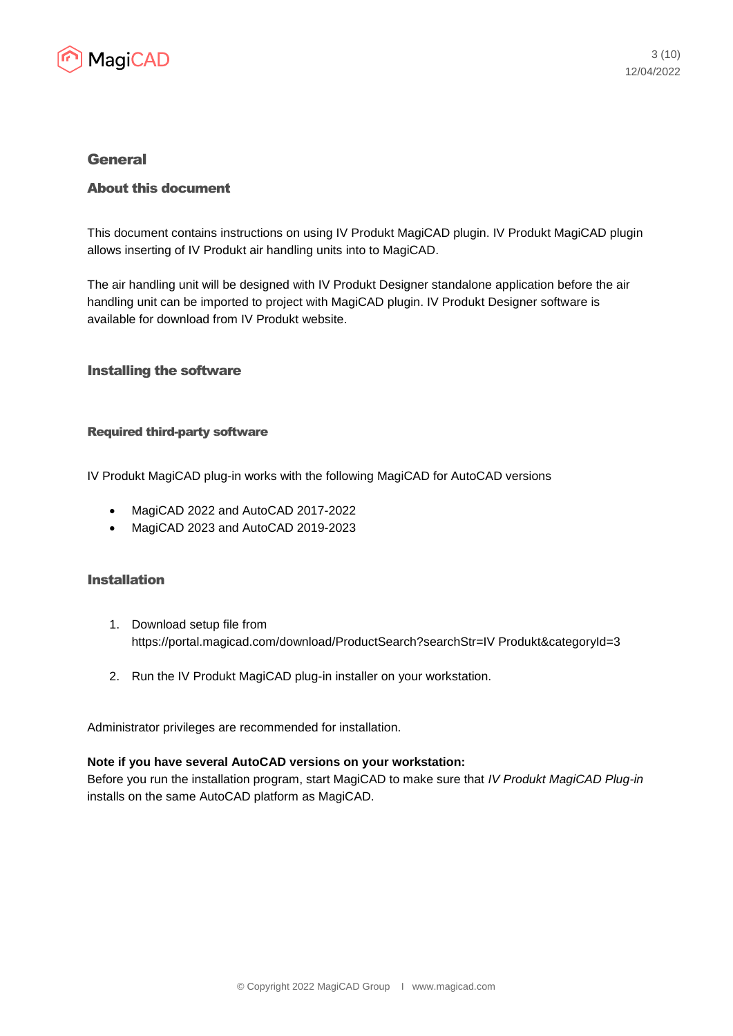# General

## About this document

This document contains instructions on using IV Produkt MagiCAD plugin. IV Produkt MagiCAD plugin allows inserting of IV Produkt air handling units into to MagiCAD.

The air handling unit will be designed with IV Produkt Designer standalone application before the air handling unit can be imported to project with MagiCAD plugin. IV Produkt Designer software is available for download from IV Produkt website.

## Installing the software

### Required third-party software

IV Produkt MagiCAD plug-in works with the following MagiCAD for AutoCAD versions

- MagiCAD 2022 and AutoCAD 2017-2022
- MagiCAD 2023 and AutoCAD 2019-2023

## Installation

1. Download setup file from https://portal.magicad.com/download/ProductSearch?searchStr=IV Produkt&categoryId=3

2. Run the IV Produkt MagiCAD plug-in installer on your workstation.

Administrator privileges are recommended for installation.

**Note if you have several AutoCAD versions on your workstation:**
Before you run the installation program, start MagiCAD to make sure that *IV Produkt MagiCAD Plug-in* installs on the same AutoCAD platform as MagiCAD.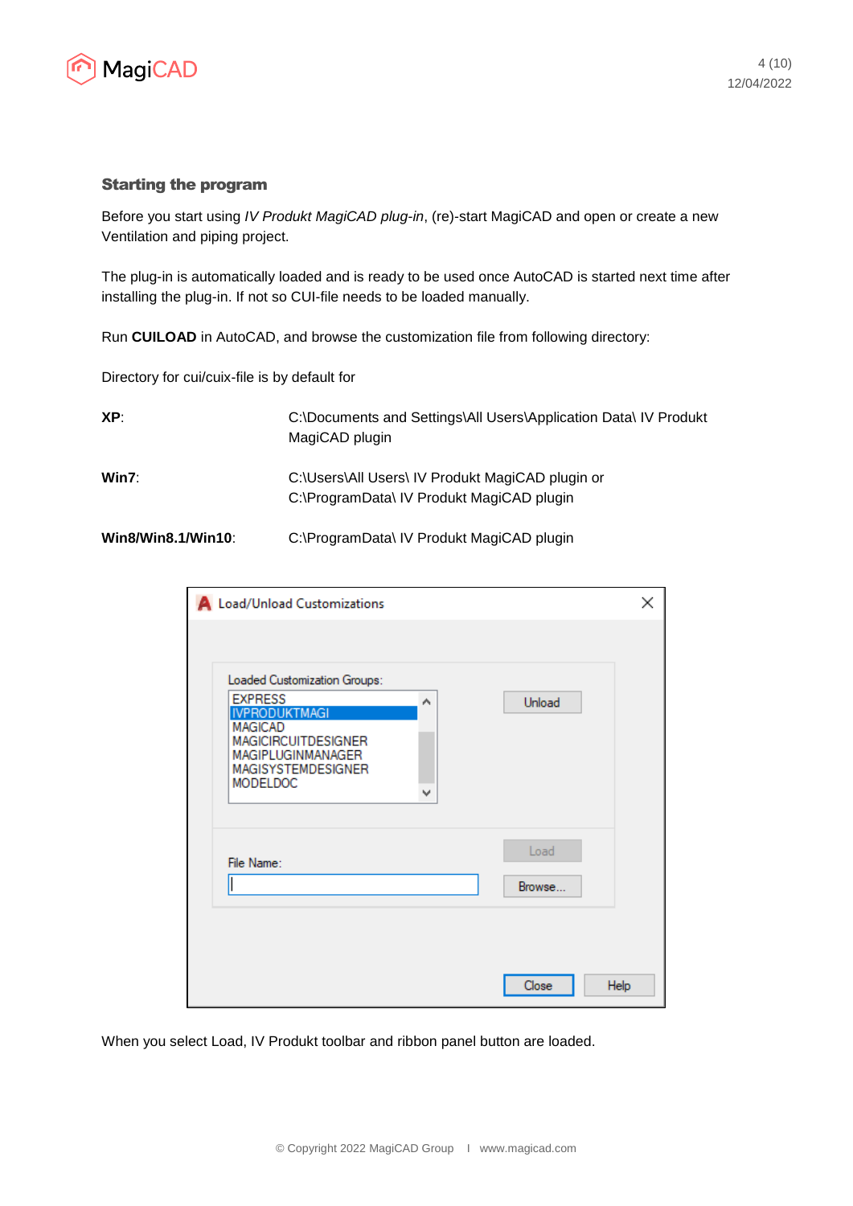### Starting the program

Before you start using *IV Produkt MagiCAD plug-in*, (re)-start MagiCAD and open or create a new Ventilation and piping project.

The plug-in is automatically loaded and is ready to be used once AutoCAD is started next time after installing the plug-in. If not so CUI-file needs to be loaded manually.

Run **CUILOAD** in AutoCAD, and browse the customization file from following directory:

Directory for cui/cuix-file is by default for

| | |
|---|---|
| **XP**: | C:\Documents and Settings\All Users\Application Data\ IV Produkt MagiCAD plugin |
| **Win7**: | C:\Users\All Users\ IV Produkt MagiCAD plugin or C:\ProgramData\ IV Produkt MagiCAD plugin |
| **Win8/Win8.1/Win10**: | C:\ProgramData\ IV Produkt MagiCAD plugin |

When you select Load, IV Produkt toolbar and ribbon panel button are loaded.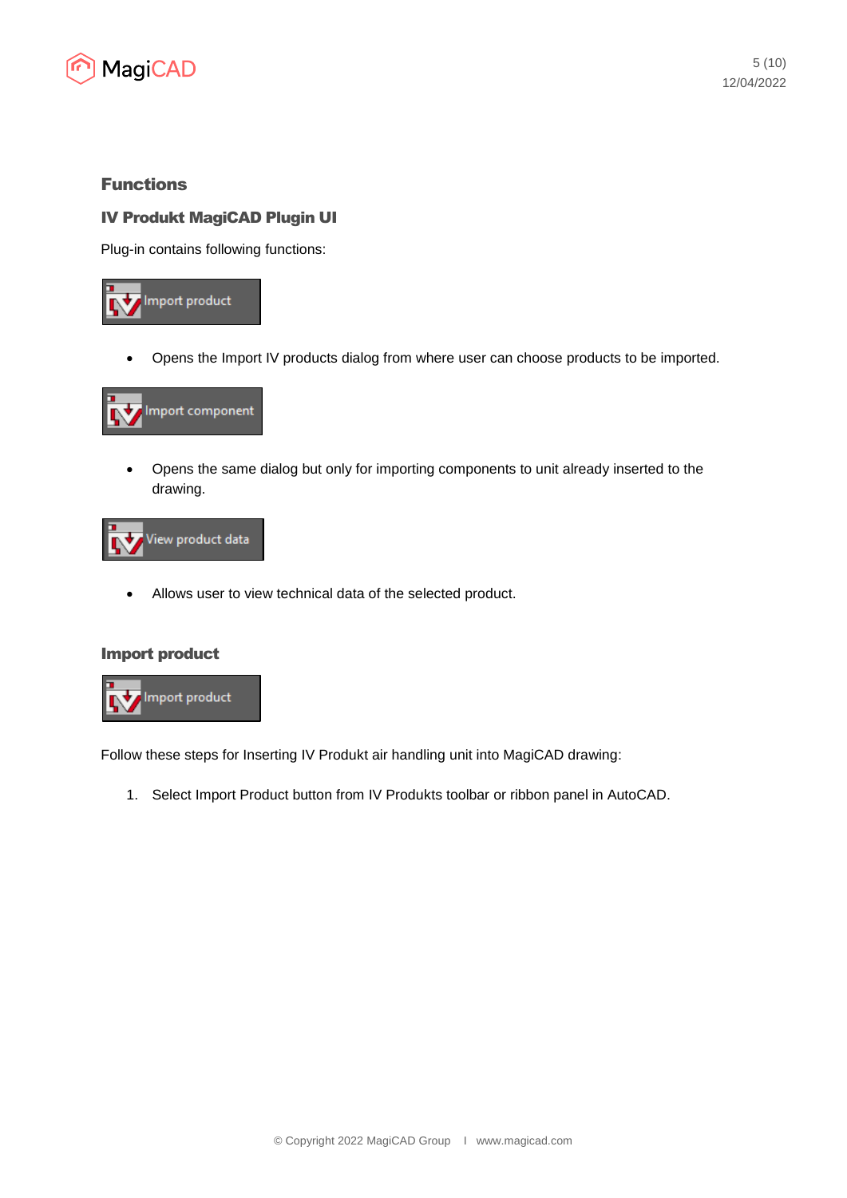## Functions

### IV Produkt MagiCAD Plugin UI

Plug-in contains following functions:

Import product

- Opens the Import IV products dialog from where user can choose products to be imported.

Import component

- Opens the same dialog but only for importing components to unit already inserted to the drawing.

View product data

- Allows user to view technical data of the selected product.

### Import product

Import product

Follow these steps for Inserting IV Produkt air handling unit into MagiCAD drawing:

1. Select Import Product button from IV Produkts toolbar or ribbon panel in AutoCAD.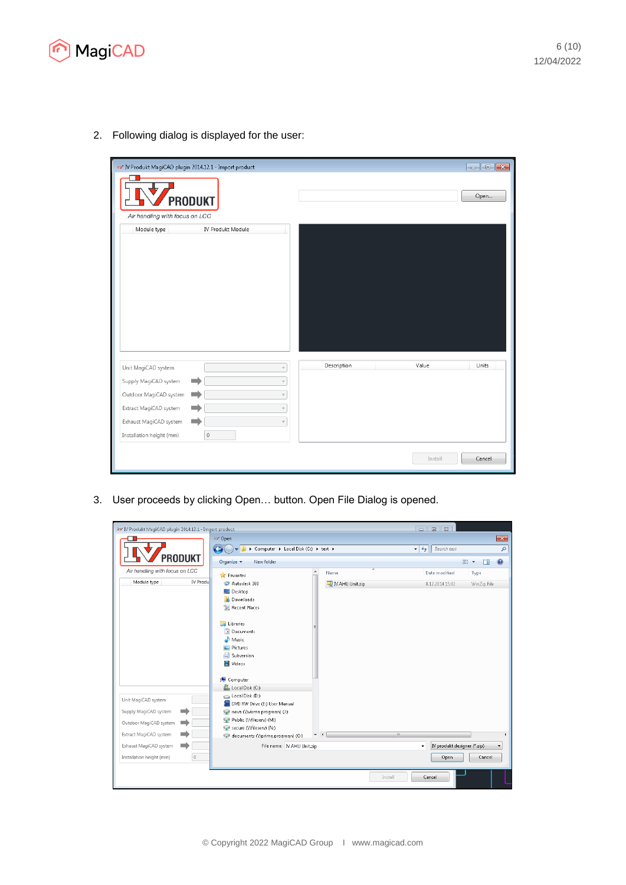2. Following dialog is displayed for the user:

3. User proceeds by clicking Open… button. Open File Dialog is opened.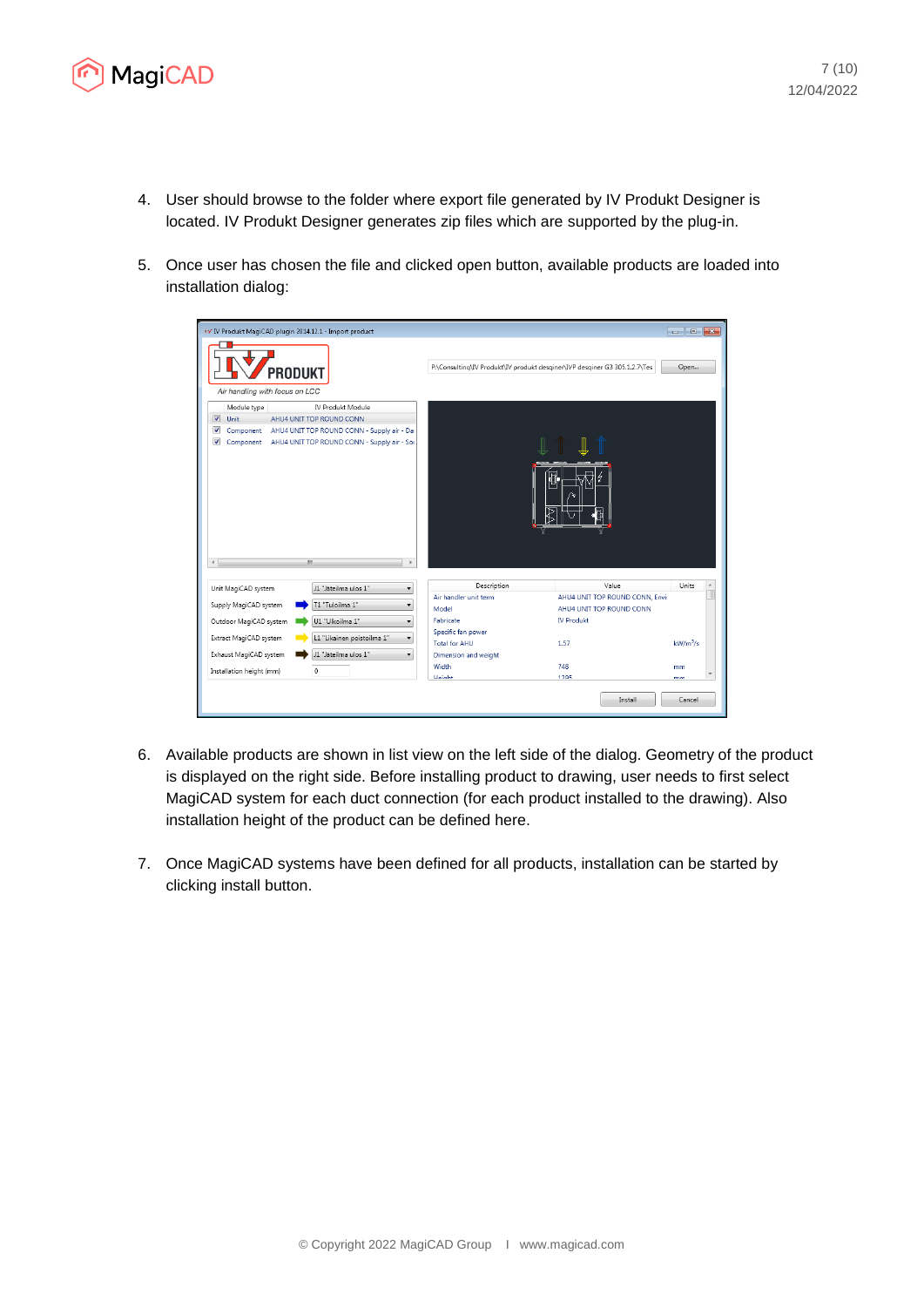4. User should browse to the folder where export file generated by IV Produkt Designer is located. IV Produkt Designer generates zip files which are supported by the plug-in.

5. Once user has chosen the file and clicked open button, available products are loaded into installation dialog:

6. Available products are shown in list view on the left side of the dialog. Geometry of the product is displayed on the right side. Before installing product to drawing, user needs to first select MagiCAD system for each duct connection (for each product installed to the drawing). Also installation height of the product can be defined here.

7. Once MagiCAD systems have been defined for all products, installation can be started by clicking install button.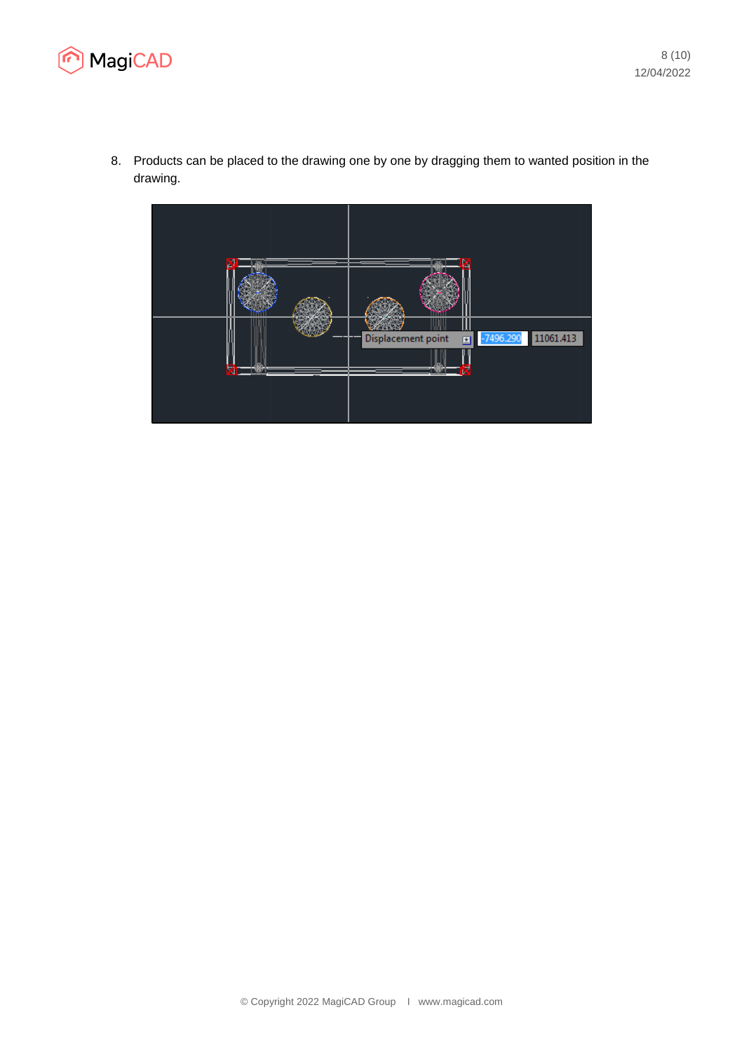8. Products can be placed to the drawing one by one by dragging them to wanted position in the drawing.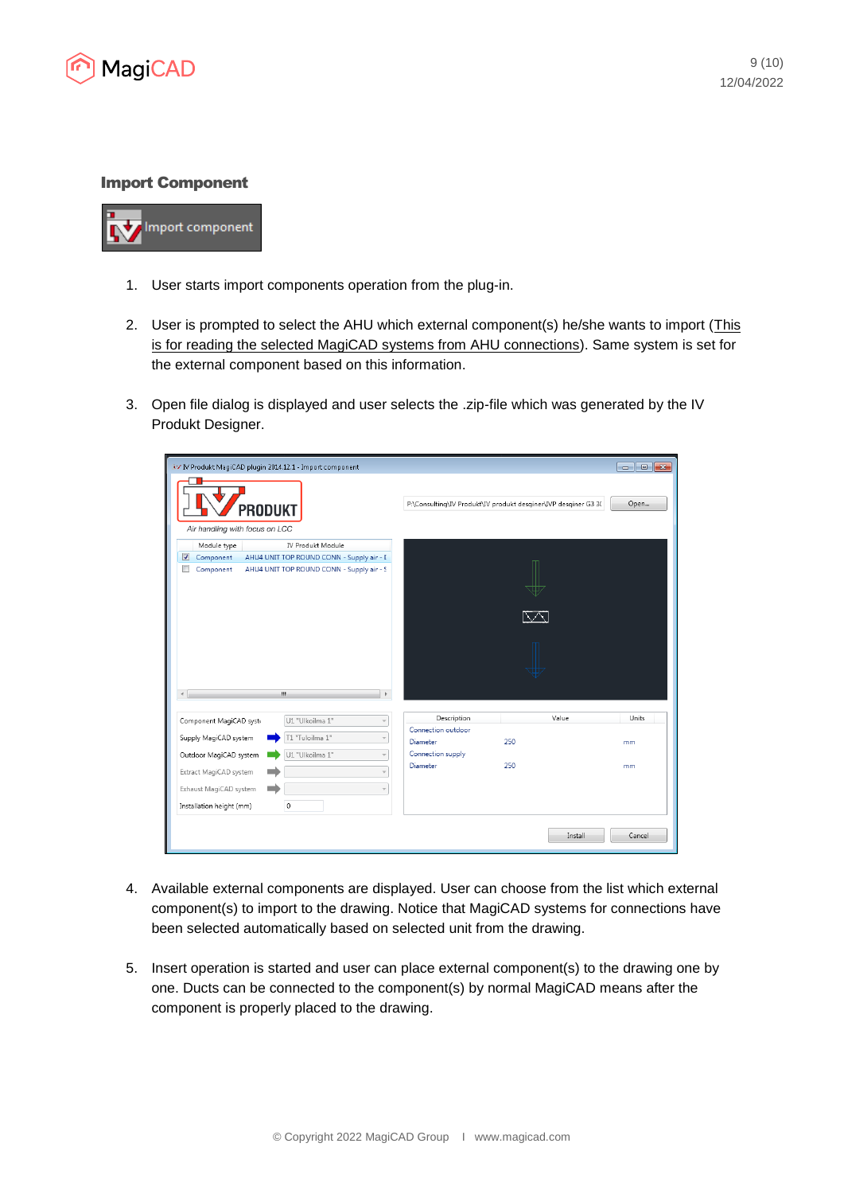### Import Component

1. User starts import components operation from the plug-in.

2. User is prompted to select the AHU which external component(s) he/she wants to import (This is for reading the selected MagiCAD systems from AHU connections). Same system is set for the external component based on this information.

3. Open file dialog is displayed and user selects the .zip-file which was generated by the IV Produkt Designer.

4. Available external components are displayed. User can choose from the list which external component(s) to import to the drawing. Notice that MagiCAD systems for connections have been selected automatically based on selected unit from the drawing.

5. Insert operation is started and user can place external component(s) to the drawing one by one. Ducts can be connected to the component(s) by normal MagiCAD means after the component is properly placed to the drawing.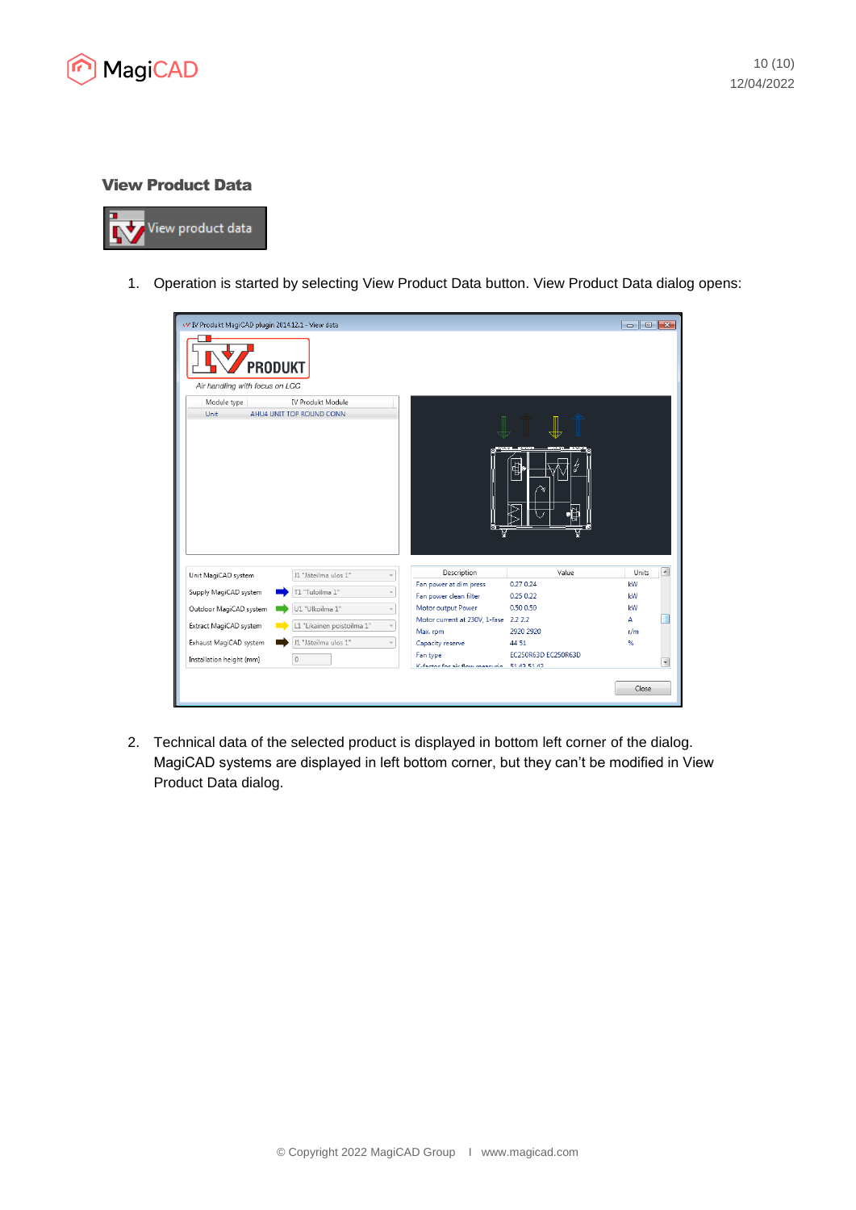## View Product Data

1. Operation is started by selecting View Product Data button. View Product Data dialog opens:

2. Technical data of the selected product is displayed in bottom left corner of the dialog. MagiCAD systems are displayed in left bottom corner, but they can't be modified in View Product Data dialog.